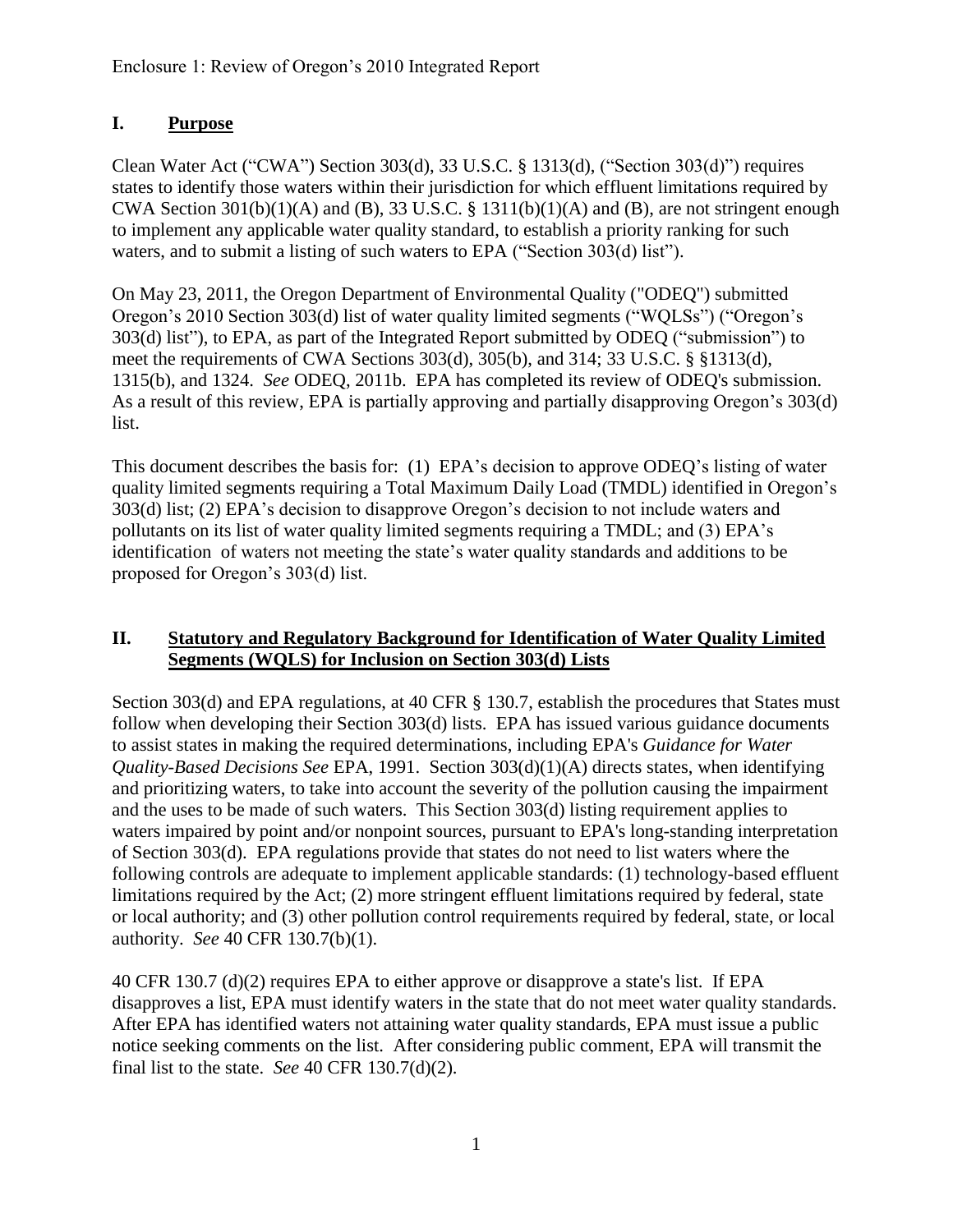Enclosure 1: Review of Oregon's 2010 Integrated Report

## I. Purpose

Clean Water Act ("CWA") Section 303(d), 33 U.S.C. § 1313(d), ("Section 303(d)") requires states to identify those waters within their jurisdiction for which effluent limitations required by CWA Section 301(b)(1)(A) and (B), 33 U.S.C. § 1311(b)(1)(A) and (B), are not stringent enough to implement any applicable water quality standard, to establish a priority ranking for such waters, and to submit a listing of such waters to EPA ("Section 303(d) list").

On May 23, 2011, the Oregon Department of Environmental Quality ("ODEQ") submitted Oregon's 2010 Section 303(d) list of water quality limited segments ("WQLSs") ("Oregon's 303(d) list"), to EPA, as part of the Integrated Report submitted by ODEQ ("submission") to meet the requirements of CWA Sections 303(d), 305(b), and 314; 33 U.S.C. § §1313(d), 1315(b), and 1324. *See* ODEQ, 2011b. EPA has completed its review of ODEQ's submission. As a result of this review, EPA is partially approving and partially disapproving Oregon's 303(d) list.

This document describes the basis for: (1) EPA's decision to approve ODEQ's listing of water quality limited segments requiring a Total Maximum Daily Load (TMDL) identified in Oregon's 303(d) list; (2) EPA's decision to disapprove Oregon's decision to not include waters and pollutants on its list of water quality limited segments requiring a TMDL; and (3) EPA's identification of waters not meeting the state's water quality standards and additions to be proposed for Oregon's 303(d) list.

## II. Statutory and Regulatory Background for Identification of Water Quality Limited Segments (WQLS) for Inclusion on Section 303(d) Lists

Section 303(d) and EPA regulations, at 40 CFR § 130.7, establish the procedures that States must follow when developing their Section 303(d) lists. EPA has issued various guidance documents to assist states in making the required determinations, including EPA's *Guidance for Water Quality-Based Decisions See* EPA, 1991. Section 303(d)(1)(A) directs states, when identifying and prioritizing waters, to take into account the severity of the pollution causing the impairment and the uses to be made of such waters. This Section 303(d) listing requirement applies to waters impaired by point and/or nonpoint sources, pursuant to EPA's long-standing interpretation of Section 303(d). EPA regulations provide that states do not need to list waters where the following controls are adequate to implement applicable standards: (1) technology-based effluent limitations required by the Act; (2) more stringent effluent limitations required by federal, state or local authority; and (3) other pollution control requirements required by federal, state, or local authority. *See* 40 CFR 130.7(b)(1).

40 CFR 130.7 (d)(2) requires EPA to either approve or disapprove a state's list. If EPA disapproves a list, EPA must identify waters in the state that do not meet water quality standards. After EPA has identified waters not attaining water quality standards, EPA must issue a public notice seeking comments on the list. After considering public comment, EPA will transmit the final list to the state. *See* 40 CFR 130.7(d)(2).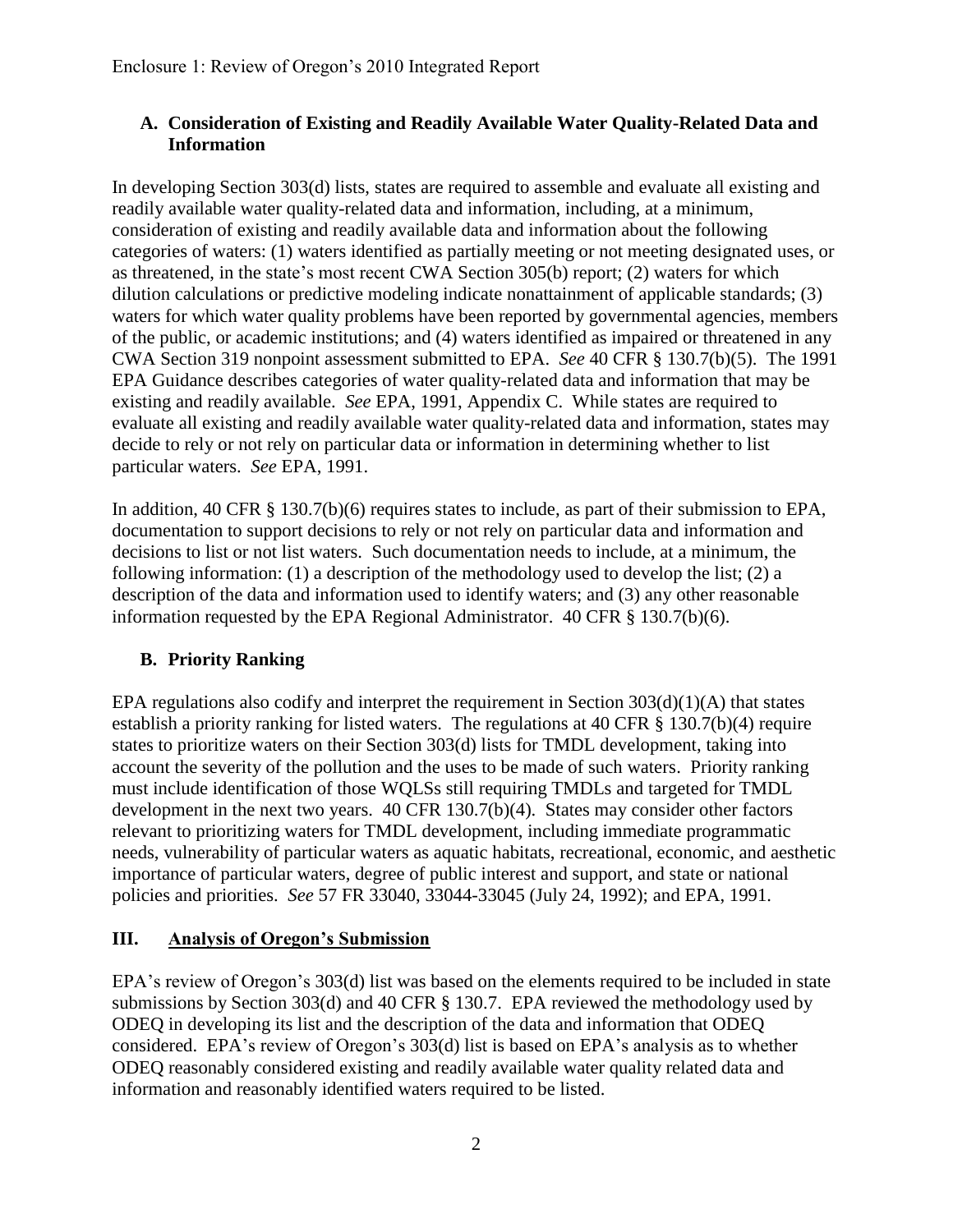### A. Consideration of Existing and Readily Available Water Quality-Related Data and Information

In developing Section 303(d) lists, states are required to assemble and evaluate all existing and readily available water quality-related data and information, including, at a minimum, consideration of existing and readily available data and information about the following categories of waters: (1) waters identified as partially meeting or not meeting designated uses, or as threatened, in the state's most recent CWA Section 305(b) report; (2) waters for which dilution calculations or predictive modeling indicate nonattainment of applicable standards; (3) waters for which water quality problems have been reported by governmental agencies, members of the public, or academic institutions; and (4) waters identified as impaired or threatened in any CWA Section 319 nonpoint assessment submitted to EPA. *See* 40 CFR § 130.7(b)(5). The 1991 EPA Guidance describes categories of water quality-related data and information that may be existing and readily available. *See* EPA, 1991, Appendix C. While states are required to evaluate all existing and readily available water quality-related data and information, states may decide to rely or not rely on particular data or information in determining whether to list particular waters. *See* EPA, 1991.

In addition, 40 CFR § 130.7(b)(6) requires states to include, as part of their submission to EPA, documentation to support decisions to rely or not rely on particular data and information and decisions to list or not list waters. Such documentation needs to include, at a minimum, the following information: (1) a description of the methodology used to develop the list; (2) a description of the data and information used to identify waters; and (3) any other reasonable information requested by the EPA Regional Administrator. 40 CFR § 130.7(b)(6).

### B. Priority Ranking

EPA regulations also codify and interpret the requirement in Section 303(d)(1)(A) that states establish a priority ranking for listed waters. The regulations at 40 CFR § 130.7(b)(4) require states to prioritize waters on their Section 303(d) lists for TMDL development, taking into account the severity of the pollution and the uses to be made of such waters. Priority ranking must include identification of those WQLSs still requiring TMDLs and targeted for TMDL development in the next two years. 40 CFR 130.7(b)(4). States may consider other factors relevant to prioritizing waters for TMDL development, including immediate programmatic needs, vulnerability of particular waters as aquatic habitats, recreational, economic, and aesthetic importance of particular waters, degree of public interest and support, and state or national policies and priorities. *See* 57 FR 33040, 33044-33045 (July 24, 1992); and EPA, 1991.

## III. Analysis of Oregon's Submission

EPA's review of Oregon's 303(d) list was based on the elements required to be included in state submissions by Section 303(d) and 40 CFR § 130.7. EPA reviewed the methodology used by ODEQ in developing its list and the description of the data and information that ODEQ considered. EPA's review of Oregon's 303(d) list is based on EPA's analysis as to whether ODEQ reasonably considered existing and readily available water quality related data and information and reasonably identified waters required to be listed.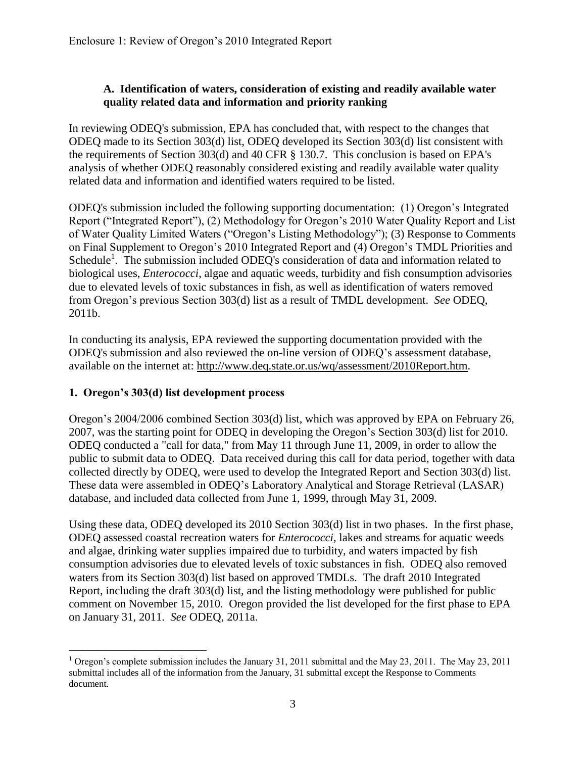Enclosure 1: Review of Oregon's 2010 Integrated Report

### A. Identification of waters, consideration of existing and readily available water quality related data and information and priority ranking

In reviewing ODEQ's submission, EPA has concluded that, with respect to the changes that ODEQ made to its Section 303(d) list, ODEQ developed its Section 303(d) list consistent with the requirements of Section 303(d) and 40 CFR § 130.7. This conclusion is based on EPA's analysis of whether ODEQ reasonably considered existing and readily available water quality related data and information and identified waters required to be listed.

ODEQ's submission included the following supporting documentation: (1) Oregon's Integrated Report ("Integrated Report"), (2) Methodology for Oregon's 2010 Water Quality Report and List of Water Quality Limited Waters ("Oregon's Listing Methodology"); (3) Response to Comments on Final Supplement to Oregon's 2010 Integrated Report and (4) Oregon's TMDL Priorities and Schedule[1]. The submission included ODEQ's consideration of data and information related to biological uses, *Enterococci*, algae and aquatic weeds, turbidity and fish consumption advisories due to elevated levels of toxic substances in fish, as well as identification of waters removed from Oregon's previous Section 303(d) list as a result of TMDL development. *See* ODEQ, 2011b.

In conducting its analysis, EPA reviewed the supporting documentation provided with the ODEQ's submission and also reviewed the on-line version of ODEQ's assessment database, available on the internet at: http://www.deq.state.or.us/wq/assessment/2010Report.htm.

### 1. Oregon's 303(d) list development process

Oregon's 2004/2006 combined Section 303(d) list, which was approved by EPA on February 26, 2007, was the starting point for ODEQ in developing the Oregon's Section 303(d) list for 2010. ODEQ conducted a "call for data," from May 11 through June 11, 2009, in order to allow the public to submit data to ODEQ. Data received during this call for data period, together with data collected directly by ODEQ, were used to develop the Integrated Report and Section 303(d) list. These data were assembled in ODEQ's Laboratory Analytical and Storage Retrieval (LASAR) database, and included data collected from June 1, 1999, through May 31, 2009.

Using these data, ODEQ developed its 2010 Section 303(d) list in two phases. In the first phase, ODEQ assessed coastal recreation waters for *Enterococci*, lakes and streams for aquatic weeds and algae, drinking water supplies impaired due to turbidity, and waters impacted by fish consumption advisories due to elevated levels of toxic substances in fish. ODEQ also removed waters from its Section 303(d) list based on approved TMDLs. The draft 2010 Integrated Report, including the draft 303(d) list, and the listing methodology were published for public comment on November 15, 2010. Oregon provided the list developed for the first phase to EPA on January 31, 2011. *See* ODEQ, 2011a.

---

[1] Oregon's complete submission includes the January 31, 2011 submittal and the May 23, 2011. The May 23, 2011 submittal includes all of the information from the January, 31 submittal except the Response to Comments document.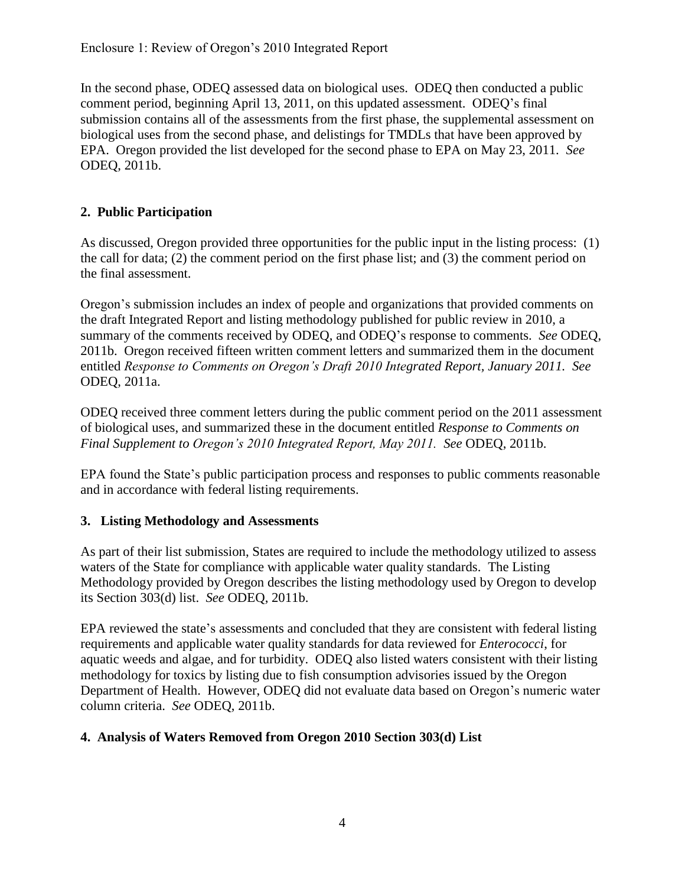In the second phase, ODEQ assessed data on biological uses. ODEQ then conducted a public comment period, beginning April 13, 2011, on this updated assessment. ODEQ's final submission contains all of the assessments from the first phase, the supplemental assessment on biological uses from the second phase, and delistings for TMDLs that have been approved by EPA. Oregon provided the list developed for the second phase to EPA on May 23, 2011. *See* ODEQ, 2011b.

## 2. Public Participation

As discussed, Oregon provided three opportunities for the public input in the listing process: (1) the call for data; (2) the comment period on the first phase list; and (3) the comment period on the final assessment.

Oregon's submission includes an index of people and organizations that provided comments on the draft Integrated Report and listing methodology published for public review in 2010, a summary of the comments received by ODEQ, and ODEQ's response to comments. *See* ODEQ, 2011b. Oregon received fifteen written comment letters and summarized them in the document entitled *Response to Comments on Oregon's Draft 2010 Integrated Report, January 2011. See* ODEQ, 2011a.

ODEQ received three comment letters during the public comment period on the 2011 assessment of biological uses, and summarized these in the document entitled *Response to Comments on Final Supplement to Oregon's 2010 Integrated Report, May 2011. See* ODEQ, 2011b.

EPA found the State's public participation process and responses to public comments reasonable and in accordance with federal listing requirements.

## 3. Listing Methodology and Assessments

As part of their list submission, States are required to include the methodology utilized to assess waters of the State for compliance with applicable water quality standards. The Listing Methodology provided by Oregon describes the listing methodology used by Oregon to develop its Section 303(d) list. *See* ODEQ, 2011b.

EPA reviewed the state's assessments and concluded that they are consistent with federal listing requirements and applicable water quality standards for data reviewed for *Enterococci*, for aquatic weeds and algae, and for turbidity. ODEQ also listed waters consistent with their listing methodology for toxics by listing due to fish consumption advisories issued by the Oregon Department of Health. However, ODEQ did not evaluate data based on Oregon's numeric water column criteria. *See* ODEQ, 2011b.

## 4. Analysis of Waters Removed from Oregon 2010 Section 303(d) List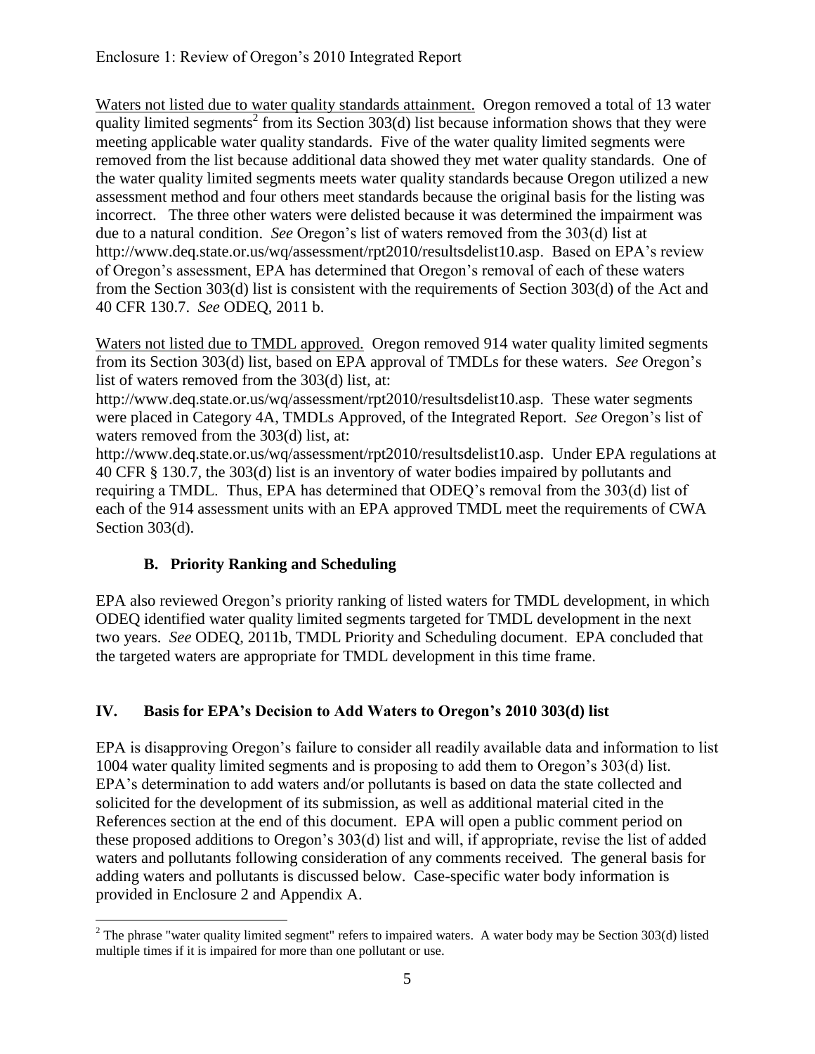Waters not listed due to water quality standards attainment. Oregon removed a total of 13 water quality limited segments[2] from its Section 303(d) list because information shows that they were meeting applicable water quality standards. Five of the water quality limited segments were removed from the list because additional data showed they met water quality standards. One of the water quality limited segments meets water quality standards because Oregon utilized a new assessment method and four others meet standards because the original basis for the listing was incorrect. The three other waters were delisted because it was determined the impairment was due to a natural condition. *See* Oregon's list of waters removed from the 303(d) list at http://www.deq.state.or.us/wq/assessment/rpt2010/resultsdelist10.asp. Based on EPA's review of Oregon's assessment, EPA has determined that Oregon's removal of each of these waters from the Section 303(d) list is consistent with the requirements of Section 303(d) of the Act and 40 CFR 130.7. *See* ODEQ, 2011 b.

Waters not listed due to TMDL approved. Oregon removed 914 water quality limited segments from its Section 303(d) list, based on EPA approval of TMDLs for these waters. *See* Oregon's list of waters removed from the 303(d) list, at: http://www.deq.state.or.us/wq/assessment/rpt2010/resultsdelist10.asp. These water segments were placed in Category 4A, TMDLs Approved, of the Integrated Report. *See* Oregon's list of waters removed from the 303(d) list, at: http://www.deq.state.or.us/wq/assessment/rpt2010/resultsdelist10.asp. Under EPA regulations at 40 CFR § 130.7, the 303(d) list is an inventory of water bodies impaired by pollutants and requiring a TMDL. Thus, EPA has determined that ODEQ's removal from the 303(d) list of each of the 914 assessment units with an EPA approved TMDL meet the requirements of CWA Section 303(d).

### B. Priority Ranking and Scheduling

EPA also reviewed Oregon's priority ranking of listed waters for TMDL development, in which ODEQ identified water quality limited segments targeted for TMDL development in the next two years. *See* ODEQ, 2011b, TMDL Priority and Scheduling document. EPA concluded that the targeted waters are appropriate for TMDL development in this time frame.

## IV. Basis for EPA's Decision to Add Waters to Oregon's 2010 303(d) list

EPA is disapproving Oregon's failure to consider all readily available data and information to list 1004 water quality limited segments and is proposing to add them to Oregon's 303(d) list. EPA's determination to add waters and/or pollutants is based on data the state collected and solicited for the development of its submission, as well as additional material cited in the References section at the end of this document. EPA will open a public comment period on these proposed additions to Oregon's 303(d) list and will, if appropriate, revise the list of added waters and pollutants following consideration of any comments received. The general basis for adding waters and pollutants is discussed below. Case-specific water body information is provided in Enclosure 2 and Appendix A.

[2] The phrase "water quality limited segment" refers to impaired waters. A water body may be Section 303(d) listed multiple times if it is impaired for more than one pollutant or use.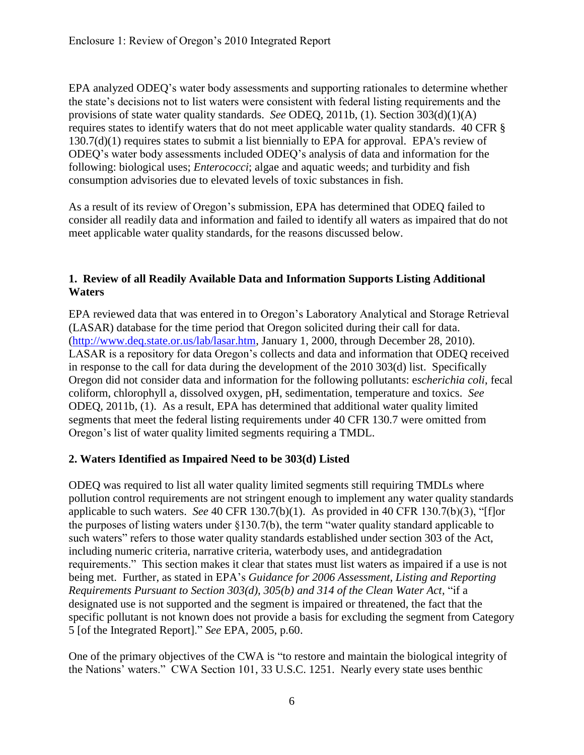EPA analyzed ODEQ's water body assessments and supporting rationales to determine whether the state's decisions not to list waters were consistent with federal listing requirements and the provisions of state water quality standards. *See* ODEQ, 2011b, (1). Section 303(d)(1)(A) requires states to identify waters that do not meet applicable water quality standards. 40 CFR § 130.7(d)(1) requires states to submit a list biennially to EPA for approval. EPA's review of ODEQ's water body assessments included ODEQ's analysis of data and information for the following: biological uses; *Enterococci*; algae and aquatic weeds; and turbidity and fish consumption advisories due to elevated levels of toxic substances in fish.

As a result of its review of Oregon's submission, EPA has determined that ODEQ failed to consider all readily data and information and failed to identify all waters as impaired that do not meet applicable water quality standards, for the reasons discussed below.

### 1. Review of all Readily Available Data and Information Supports Listing Additional Waters

EPA reviewed data that was entered in to Oregon's Laboratory Analytical and Storage Retrieval (LASAR) database for the time period that Oregon solicited during their call for data. (http://www.deq.state.or.us/lab/lasar.htm, January 1, 2000, through December 28, 2010). LASAR is a repository for data Oregon's collects and data and information that ODEQ received in response to the call for data during the development of the 2010 303(d) list. Specifically Oregon did not consider data and information for the following pollutants: e*scherichia coli*, fecal coliform, chlorophyll a, dissolved oxygen, pH, sedimentation, temperature and toxics. *See* ODEQ, 2011b, (1). As a result, EPA has determined that additional water quality limited segments that meet the federal listing requirements under 40 CFR 130.7 were omitted from Oregon's list of water quality limited segments requiring a TMDL.

### 2. Waters Identified as Impaired Need to be 303(d) Listed

ODEQ was required to list all water quality limited segments still requiring TMDLs where pollution control requirements are not stringent enough to implement any water quality standards applicable to such waters. *See* 40 CFR 130.7(b)(1). As provided in 40 CFR 130.7(b)(3), "[f]or the purposes of listing waters under §130.7(b), the term "water quality standard applicable to such waters" refers to those water quality standards established under section 303 of the Act, including numeric criteria, narrative criteria, waterbody uses, and antidegradation requirements." This section makes it clear that states must list waters as impaired if a use is not being met. Further, as stated in EPA's *Guidance for 2006 Assessment, Listing and Reporting Requirements Pursuant to Section 303(d), 305(b) and 314 of the Clean Water Act*, "if a designated use is not supported and the segment is impaired or threatened, the fact that the specific pollutant is not known does not provide a basis for excluding the segment from Category 5 [of the Integrated Report]." *See* EPA, 2005, p.60.

One of the primary objectives of the CWA is "to restore and maintain the biological integrity of the Nations' waters." CWA Section 101, 33 U.S.C. 1251. Nearly every state uses benthic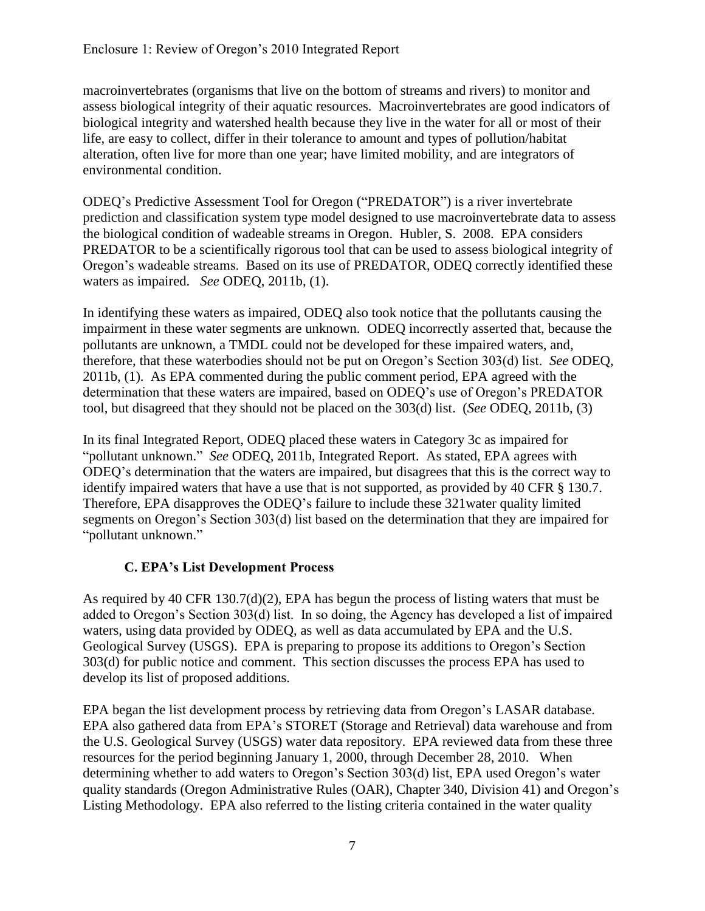macroinvertebrates (organisms that live on the bottom of streams and rivers) to monitor and assess biological integrity of their aquatic resources. Macroinvertebrates are good indicators of biological integrity and watershed health because they live in the water for all or most of their life, are easy to collect, differ in their tolerance to amount and types of pollution/habitat alteration, often live for more than one year; have limited mobility, and are integrators of environmental condition.

ODEQ's Predictive Assessment Tool for Oregon ("PREDATOR") is a river invertebrate prediction and classification system type model designed to use macroinvertebrate data to assess the biological condition of wadeable streams in Oregon. Hubler, S. 2008. EPA considers PREDATOR to be a scientifically rigorous tool that can be used to assess biological integrity of Oregon's wadeable streams. Based on its use of PREDATOR, ODEQ correctly identified these waters as impaired. *See* ODEQ, 2011b, (1).

In identifying these waters as impaired, ODEQ also took notice that the pollutants causing the impairment in these water segments are unknown. ODEQ incorrectly asserted that, because the pollutants are unknown, a TMDL could not be developed for these impaired waters, and, therefore, that these waterbodies should not be put on Oregon's Section 303(d) list. *See* ODEQ, 2011b, (1). As EPA commented during the public comment period, EPA agreed with the determination that these waters are impaired, based on ODEQ's use of Oregon's PREDATOR tool, but disagreed that they should not be placed on the 303(d) list. (*See* ODEQ, 2011b, (3)

In its final Integrated Report, ODEQ placed these waters in Category 3c as impaired for "pollutant unknown." *See* ODEQ, 2011b, Integrated Report. As stated, EPA agrees with ODEQ's determination that the waters are impaired, but disagrees that this is the correct way to identify impaired waters that have a use that is not supported, as provided by 40 CFR § 130.7. Therefore, EPA disapproves the ODEQ's failure to include these 321water quality limited segments on Oregon's Section 303(d) list based on the determination that they are impaired for "pollutant unknown."

### C. EPA's List Development Process

As required by 40 CFR 130.7(d)(2), EPA has begun the process of listing waters that must be added to Oregon's Section 303(d) list. In so doing, the Agency has developed a list of impaired waters, using data provided by ODEQ, as well as data accumulated by EPA and the U.S. Geological Survey (USGS). EPA is preparing to propose its additions to Oregon's Section 303(d) for public notice and comment. This section discusses the process EPA has used to develop its list of proposed additions.

EPA began the list development process by retrieving data from Oregon's LASAR database. EPA also gathered data from EPA's STORET (Storage and Retrieval) data warehouse and from the U.S. Geological Survey (USGS) water data repository. EPA reviewed data from these three resources for the period beginning January 1, 2000, through December 28, 2010. When determining whether to add waters to Oregon's Section 303(d) list, EPA used Oregon's water quality standards (Oregon Administrative Rules (OAR), Chapter 340, Division 41) and Oregon's Listing Methodology. EPA also referred to the listing criteria contained in the water quality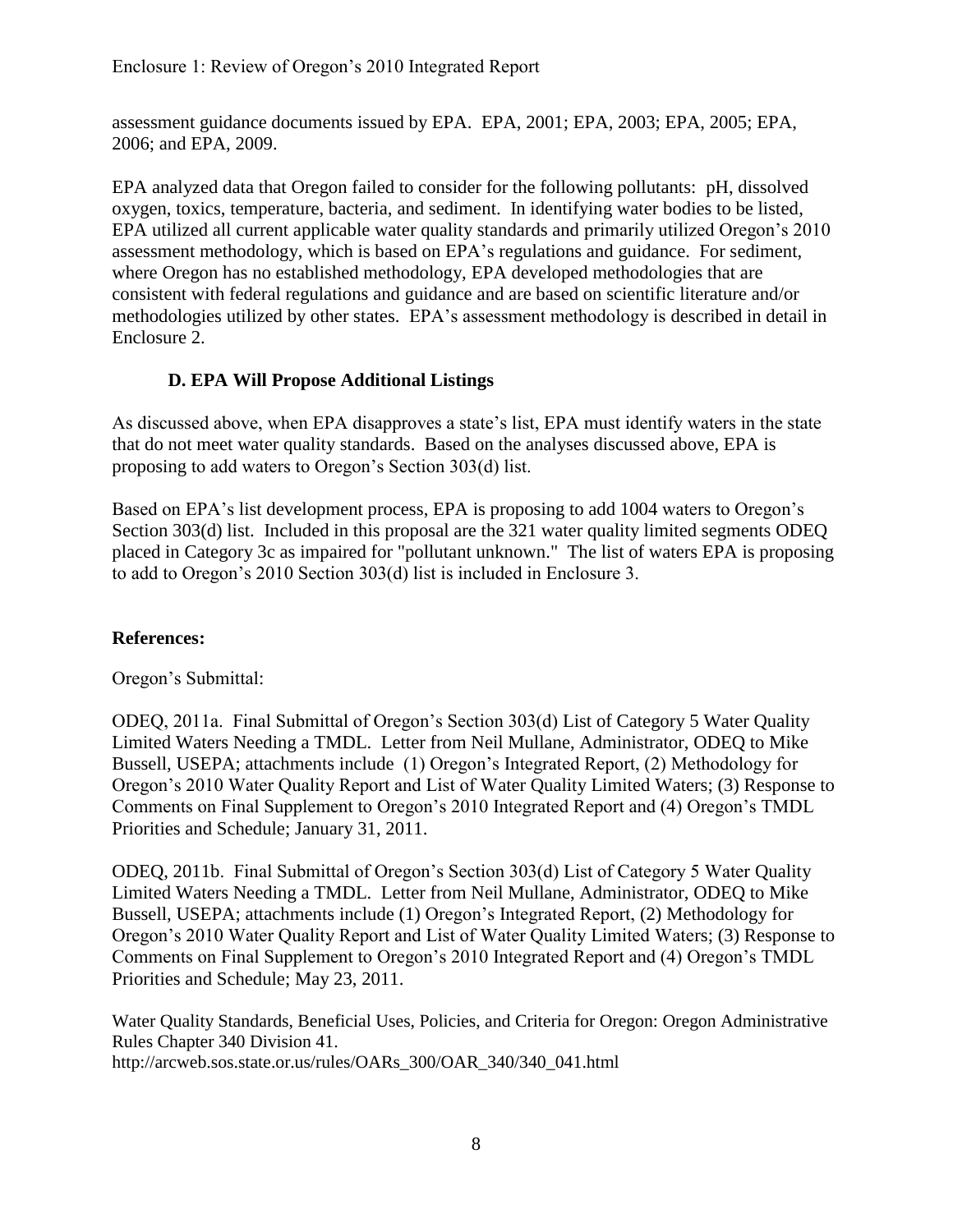assessment guidance documents issued by EPA. EPA, 2001; EPA, 2003; EPA, 2005; EPA, 2006; and EPA, 2009.

EPA analyzed data that Oregon failed to consider for the following pollutants: pH, dissolved oxygen, toxics, temperature, bacteria, and sediment. In identifying water bodies to be listed, EPA utilized all current applicable water quality standards and primarily utilized Oregon's 2010 assessment methodology, which is based on EPA's regulations and guidance. For sediment, where Oregon has no established methodology, EPA developed methodologies that are consistent with federal regulations and guidance and are based on scientific literature and/or methodologies utilized by other states. EPA's assessment methodology is described in detail in Enclosure 2.

### D. EPA Will Propose Additional Listings

As discussed above, when EPA disapproves a state's list, EPA must identify waters in the state that do not meet water quality standards. Based on the analyses discussed above, EPA is proposing to add waters to Oregon's Section 303(d) list.

Based on EPA's list development process, EPA is proposing to add 1004 waters to Oregon's Section 303(d) list. Included in this proposal are the 321 water quality limited segments ODEQ placed in Category 3c as impaired for "pollutant unknown." The list of waters EPA is proposing to add to Oregon's 2010 Section 303(d) list is included in Enclosure 3.

**References:**

Oregon's Submittal:

ODEQ, 2011a. Final Submittal of Oregon's Section 303(d) List of Category 5 Water Quality Limited Waters Needing a TMDL. Letter from Neil Mullane, Administrator, ODEQ to Mike Bussell, USEPA; attachments include (1) Oregon's Integrated Report, (2) Methodology for Oregon's 2010 Water Quality Report and List of Water Quality Limited Waters; (3) Response to Comments on Final Supplement to Oregon's 2010 Integrated Report and (4) Oregon's TMDL Priorities and Schedule; January 31, 2011.

ODEQ, 2011b. Final Submittal of Oregon's Section 303(d) List of Category 5 Water Quality Limited Waters Needing a TMDL. Letter from Neil Mullane, Administrator, ODEQ to Mike Bussell, USEPA; attachments include (1) Oregon's Integrated Report, (2) Methodology for Oregon's 2010 Water Quality Report and List of Water Quality Limited Waters; (3) Response to Comments on Final Supplement to Oregon's 2010 Integrated Report and (4) Oregon's TMDL Priorities and Schedule; May 23, 2011.

Water Quality Standards, Beneficial Uses, Policies, and Criteria for Oregon: Oregon Administrative Rules Chapter 340 Division 41.
http://arcweb.sos.state.or.us/rules/OARs_300/OAR_340/340_041.html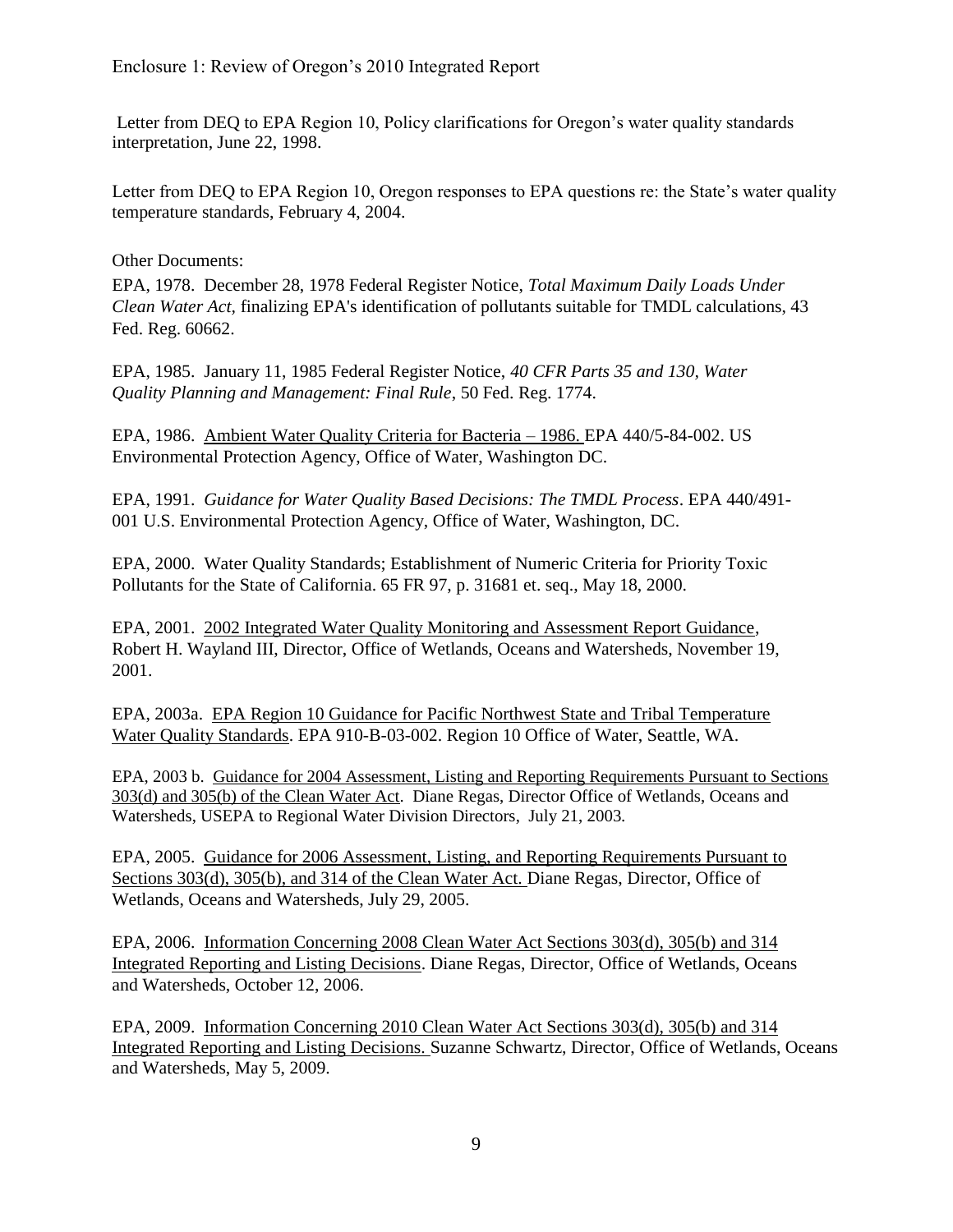Letter from DEQ to EPA Region 10, Policy clarifications for Oregon's water quality standards interpretation, June 22, 1998.

Letter from DEQ to EPA Region 10, Oregon responses to EPA questions re: the State's water quality temperature standards, February 4, 2004.

Other Documents:

EPA, 1978. December 28, 1978 Federal Register Notice, *Total Maximum Daily Loads Under Clean Water Act,* finalizing EPA's identification of pollutants suitable for TMDL calculations, 43 Fed. Reg. 60662.

EPA, 1985. January 11, 1985 Federal Register Notice, *40 CFR Parts 35 and 130, Water Quality Planning and Management: Final Rule*, 50 Fed. Reg. 1774.

EPA, 1986. Ambient Water Quality Criteria for Bacteria – 1986. EPA 440/5-84-002. US Environmental Protection Agency, Office of Water, Washington DC.

EPA, 1991. *Guidance for Water Quality Based Decisions: The TMDL Process*. EPA 440/491-001 U.S. Environmental Protection Agency, Office of Water, Washington, DC.

EPA, 2000. Water Quality Standards; Establishment of Numeric Criteria for Priority Toxic Pollutants for the State of California. 65 FR 97, p. 31681 et. seq., May 18, 2000.

EPA, 2001. 2002 Integrated Water Quality Monitoring and Assessment Report Guidance, Robert H. Wayland III, Director, Office of Wetlands, Oceans and Watersheds, November 19, 2001.

EPA, 2003a. EPA Region 10 Guidance for Pacific Northwest State and Tribal Temperature Water Quality Standards. EPA 910-B-03-002. Region 10 Office of Water, Seattle, WA.

EPA, 2003 b. Guidance for 2004 Assessment, Listing and Reporting Requirements Pursuant to Sections 303(d) and 305(b) of the Clean Water Act. Diane Regas, Director Office of Wetlands, Oceans and Watersheds, USEPA to Regional Water Division Directors, July 21, 2003.

EPA, 2005. Guidance for 2006 Assessment, Listing, and Reporting Requirements Pursuant to Sections 303(d), 305(b), and 314 of the Clean Water Act. Diane Regas, Director, Office of Wetlands, Oceans and Watersheds, July 29, 2005.

EPA, 2006. Information Concerning 2008 Clean Water Act Sections 303(d), 305(b) and 314 Integrated Reporting and Listing Decisions. Diane Regas, Director, Office of Wetlands, Oceans and Watersheds, October 12, 2006.

EPA, 2009. Information Concerning 2010 Clean Water Act Sections 303(d), 305(b) and 314 Integrated Reporting and Listing Decisions. Suzanne Schwartz, Director, Office of Wetlands, Oceans and Watersheds, May 5, 2009.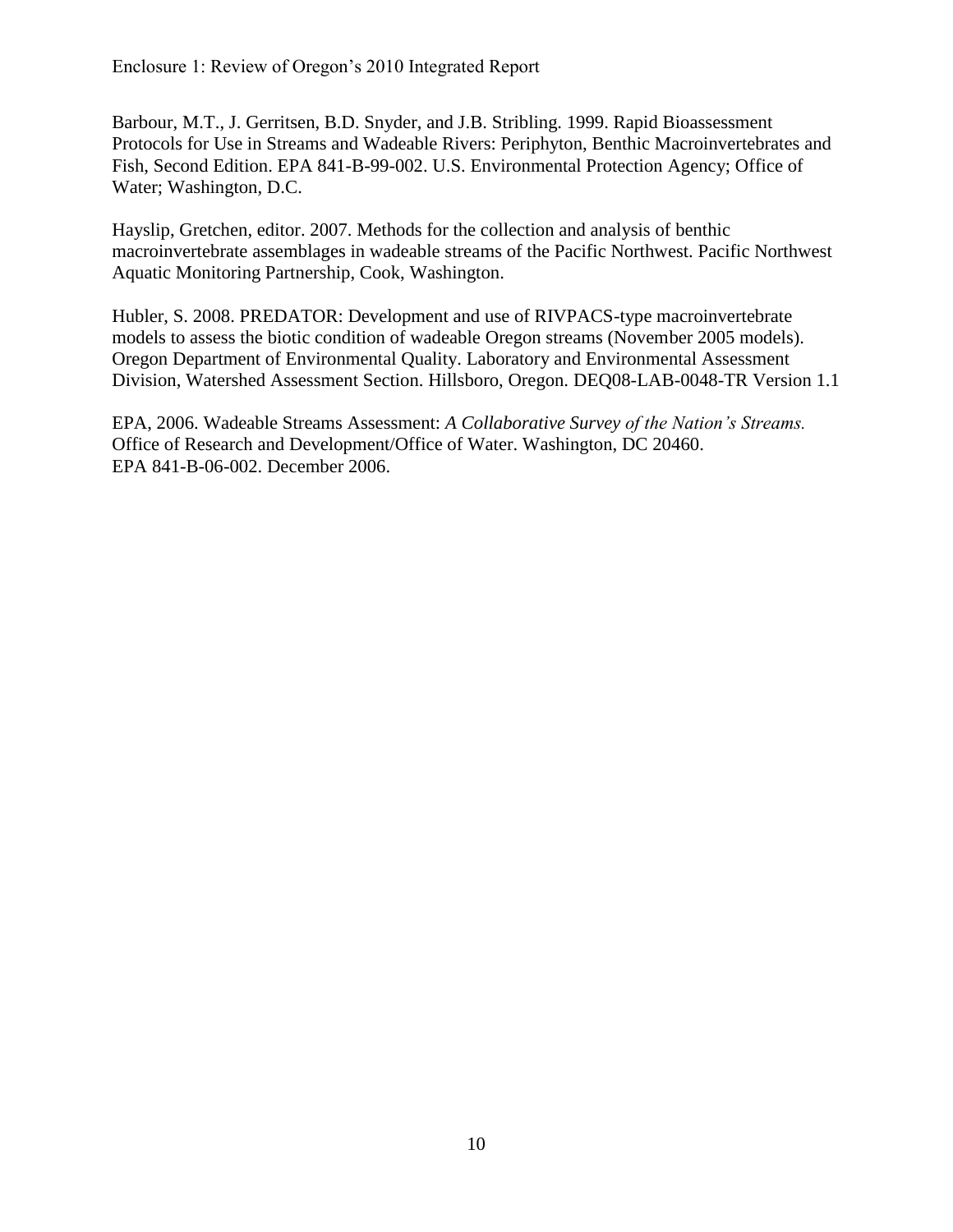Barbour, M.T., J. Gerritsen, B.D. Snyder, and J.B. Stribling. 1999. Rapid Bioassessment Protocols for Use in Streams and Wadeable Rivers: Periphyton, Benthic Macroinvertebrates and Fish, Second Edition. EPA 841-B-99-002. U.S. Environmental Protection Agency; Office of Water; Washington, D.C.

Hayslip, Gretchen, editor. 2007. Methods for the collection and analysis of benthic macroinvertebrate assemblages in wadeable streams of the Pacific Northwest. Pacific Northwest Aquatic Monitoring Partnership, Cook, Washington.

Hubler, S. 2008. PREDATOR: Development and use of RIVPACS-type macroinvertebrate models to assess the biotic condition of wadeable Oregon streams (November 2005 models). Oregon Department of Environmental Quality. Laboratory and Environmental Assessment Division, Watershed Assessment Section. Hillsboro, Oregon. DEQ08-LAB-0048-TR Version 1.1

EPA, 2006. Wadeable Streams Assessment: *A Collaborative Survey of the Nation's Streams.* Office of Research and Development/Office of Water. Washington, DC 20460. EPA 841-B-06-002. December 2006.